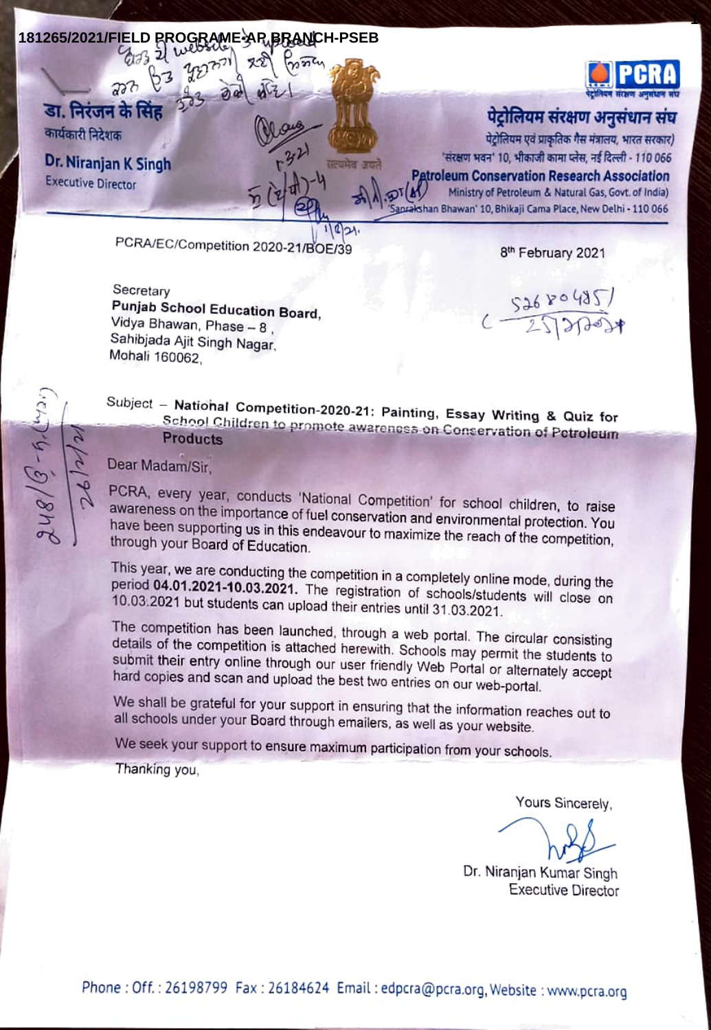181265/2021/FIELD PROGRAME-AP BRANCH-PSEB

**डा. निरंजन के सिंह**
कार्यकारी निदेशक

**Dr. Niranjan K Singh**
Executive Director

**पेट्रोलियम संरक्षण अनुसंधान संघ**
पेट्रोलियम एवं प्राकृतिक गैस मंत्रालय, भारत सरकार)
'संरक्षण भवन' 10, भीकाजी कामा प्लेस, नई दिल्ली - 110 066

**Petroleum Conservation Research Association**
Ministry of Petroleum & Natural Gas, Govt. of India)
'Sanrakshan Bhawan' 10, Bhikaji Cama Place, New Delhi - 110 066

PCRA/EC/Competition 2020-21/BOE/39

8th February 2021

Secretary
**Punjab School Education Board,**
Vidya Bhawan, Phase – 8 ,
Sahibjada Ajit Singh Nagar,
Mohali 160062,

Subject – **National Competition-2020-21: Painting, Essay Writing & Quiz for School Children to promote awareness on Conservation of Petroleum Products**

Dear Madam/Sir,

PCRA, every year, conducts 'National Competition' for school children, to raise awareness on the importance of fuel conservation and environmental protection. You have been supporting us in this endeavour to maximize the reach of the competition, through your Board of Education.

This year, we are conducting the competition in a completely online mode, during the period **04.01.2021-10.03.2021.** The registration of schools/students will close on 10.03.2021 but students can upload their entries until 31.03.2021.

The competition has been launched, through a web portal. The circular consisting details of the competition is attached herewith. Schools may permit the students to submit their entry online through our user friendly Web Portal or alternately accept hard copies and scan and upload the best two entries on our web-portal.

We shall be grateful for your support in ensuring that the information reaches out to all schools under your Board through emailers, as well as your website.

We seek your support to ensure maximum participation from your schools.

Thanking you,

Yours Sincerely,

Dr. Niranjan Kumar Singh
Executive Director

Phone : Off.: 26198799 Fax : 26184624 Email : edpcra@pcra.org, Website : www.pcra.org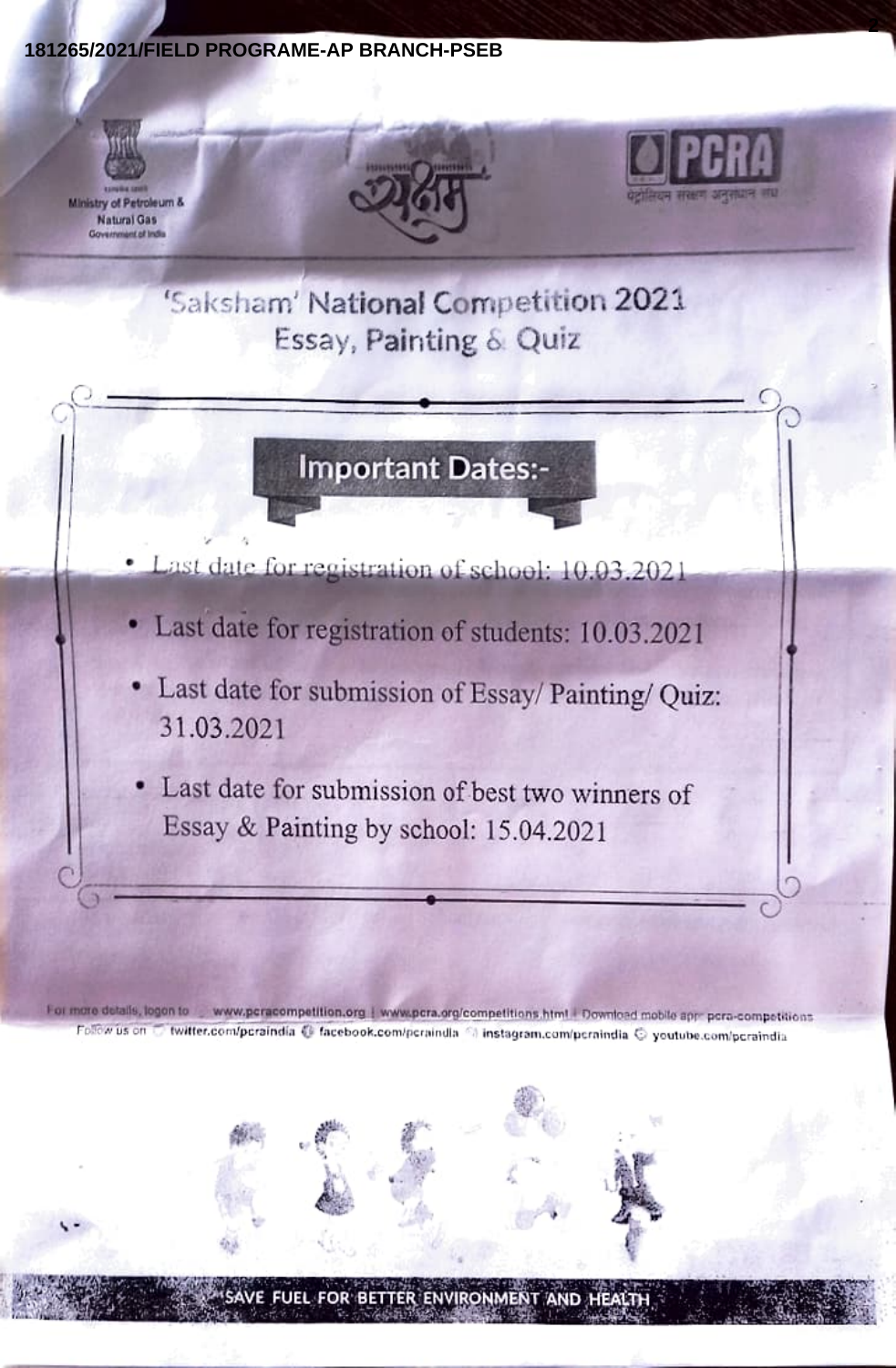Ministry of Petroleum & Natural Gas
Government of India

सक्षम

PCRA
पेट्रोलियम संरक्षण अनुसंधान संघ

# 'Saksham' National Competition 2021
## Essay, Painting & Quiz

### Important Dates:-

- Last date for registration of school: 10.03.2021
- Last date for registration of students: 10.03.2021
- Last date for submission of Essay/ Painting/ Quiz: 31.03.2021
- Last date for submission of best two winners of Essay & Painting by school: 15.04.2021

For more details, logon to www.pcracompetition.org | www.pcra.org/competitions.html | Download mobile app pcra-competitions
Follow us on twitter.com/pcraindia facebook.com/pcraindia instagram.com/pcraindia youtube.com/pcraindia

SAVE FUEL FOR BETTER ENVIRONMENT AND HEALTH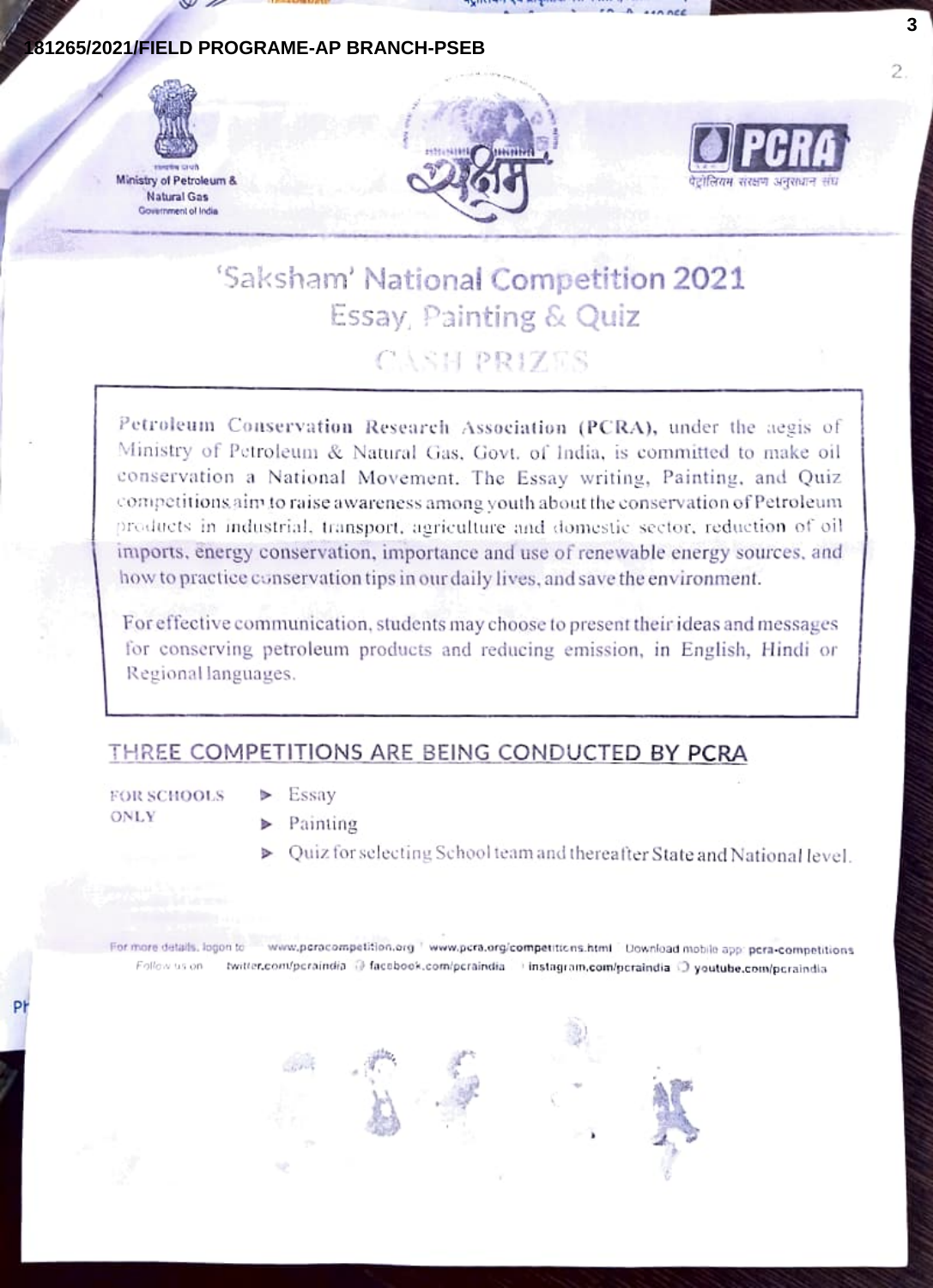181265/2021/FIELD PROGRAME-AP BRANCH-PSEB

Ministry of Petroleum & Natural Gas
Government of India

सक्षम

PCRA
पेट्रोलियम संरक्षण अनुसंधान संघ

# 'Saksham' National Competition 2021

## Essay, Painting & Quiz

### CASH PRIZES

Petroleum Conservation Research Association (PCRA), under the aegis of Ministry of Petroleum & Natural Gas, Govt. of India, is committed to make oil conservation a National Movement. The Essay writing, Painting, and Quiz competitions aim to raise awareness among youth about the conservation of Petroleum products in industrial, transport, agriculture and domestic sector, reduction of oil imports, energy conservation, importance and use of renewable energy sources, and how to practice conservation tips in our daily lives, and save the environment.

For effective communication, students may choose to present their ideas and messages for conserving petroleum products and reducing emission, in English, Hindi or Regional languages.

## THREE COMPETITIONS ARE BEING CONDUCTED BY PCRA

FOR SCHOOLS ONLY

- Essay
- Painting
- Quiz for selecting School team and thereafter State and National level.

For more details, logon to www.pcracompetition.org | www.pcra.org/competitions.html | Download mobile app: pcra-competitions

Follow us on twitter.com/pcraindia | facebook.com/pcraindia | instagram.com/pcraindia | youtube.com/pcraindia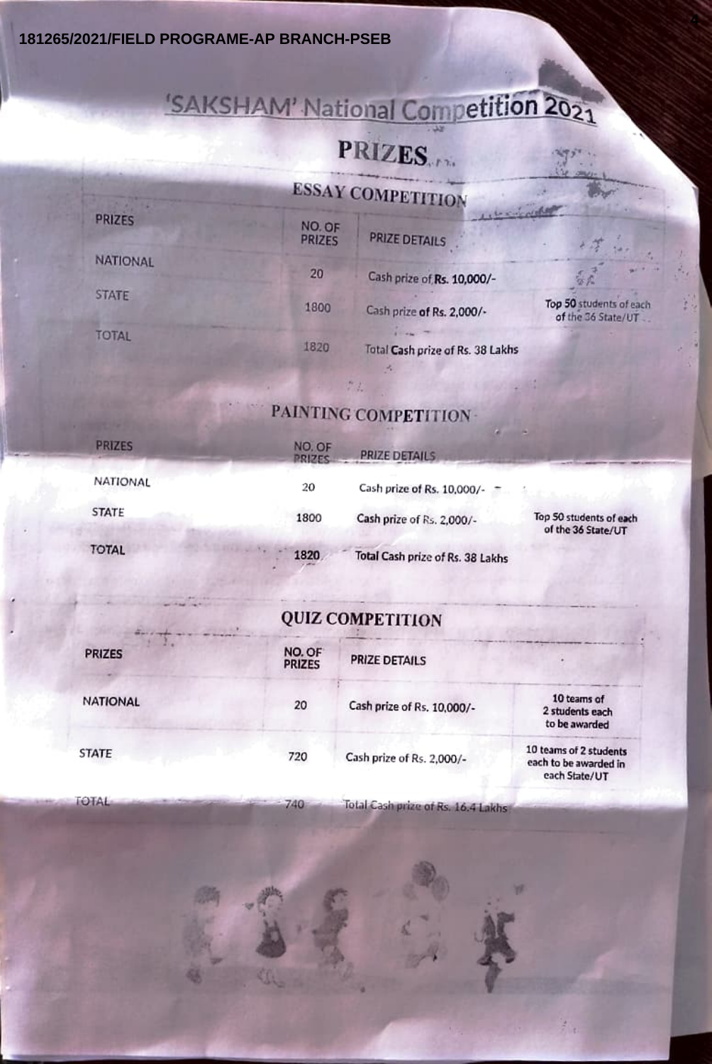# 'SAKSHAM' National Competition 2021

## PRIZES

### ESSAY COMPETITION

| PRIZES | NO. OF PRIZES | PRIZE DETAILS | |
|---|---|---|---|
| NATIONAL | 20 | Cash prize of **Rs. 10,000/-** | |
| STATE | 1800 | Cash prize **of Rs. 2,000/-** | Top **50** students of each of the 36 State/UT |
| TOTAL | 1820 | Total **Cash** prize of Rs. 38 Lakhs | |

### PAINTING COMPETITION

| PRIZES | NO. OF PRIZES | PRIZE DETAILS | |
|---|---|---|---|
| NATIONAL | 20 | Cash prize of Rs. 10,000/- | |
| STATE | 1800 | Cash prize of Rs. 2,000/- | Top 50 students of each of the 36 State/UT |
| TOTAL | 1820 | Total Cash prize of Rs. 38 Lakhs | |

### QUIZ COMPETITION

| PRIZES | NO. OF PRIZES | PRIZE DETAILS | |
|---|---|---|---|
| NATIONAL | 20 | Cash prize of Rs. 10,000/- | 10 teams of 2 students each to be awarded |
| STATE | 720 | Cash prize of Rs. 2,000/- | 10 teams of 2 students each to be awarded in each State/UT |
| TOTAL | 740 | Total Cash prize of Rs. 16.4 Lakhs | |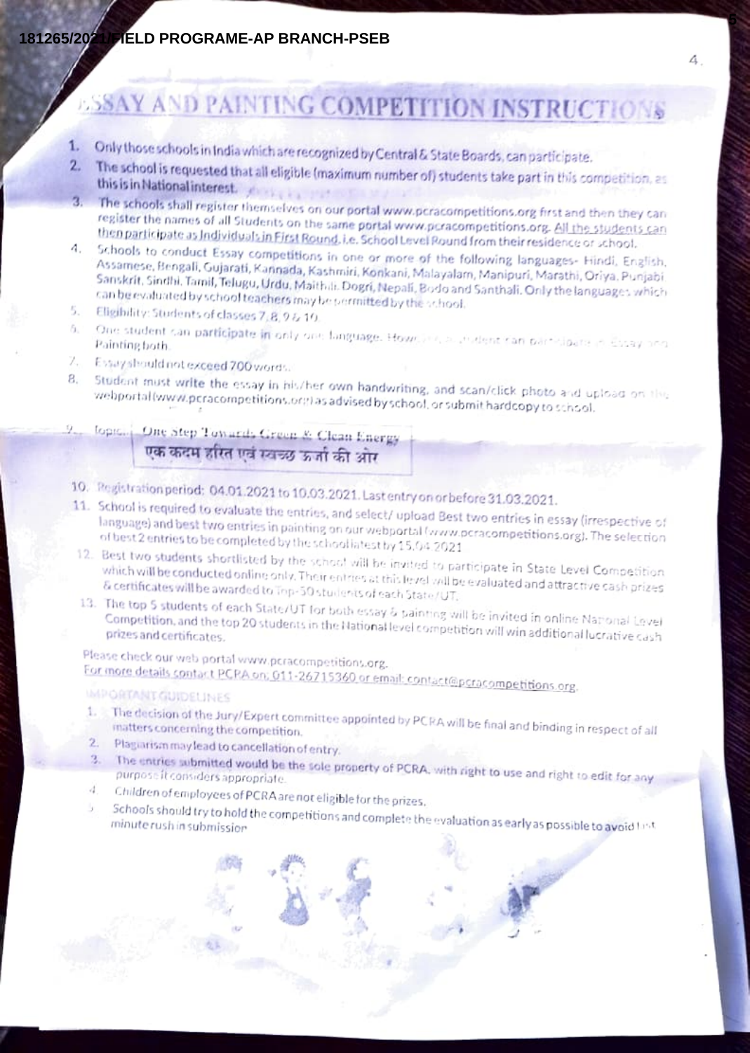# ESSAY AND PAINTING COMPETITION INSTRUCTIONS

1. Only those schools in India which are recognized by Central & State Boards, can participate.
2. The school is requested that all eligible (maximum number of) students take part in this competition, as this is in National interest.
3. The schools shall register themselves on our portal www.pcracompetitions.org first and then they can register the names of all Students on the same portal www.pcracompetitions.org. All the students can then participate as Individuals in First Round, i.e. School Level Round from their residence or school.
4. Schools to conduct Essay competitions in one or more of the following languages- Hindi, English, Assamese, Bengali, Gujarati, Kannada, Kashmiri, Konkani, Malayalam, Manipuri, Marathi, Oriya, Punjabi Sanskrit, Sindhi, Tamil, Telugu, Urdu, Maithili, Dogri, Nepali, Bodo and Santhali. Only the languages which can be evaluated by school teachers may be permitted by the school.
5. Eligibility: Students of classes 7, 8, 9 & 10.
6. One student can participate in only one language. However a student can participate in Essay and Painting both.
7. Essay should not exceed 700 words.
8. Student must write the essay in his/her own handwriting, and scan/click photo and upload on the webportal (www.pcracompetitions.org) as advised by school, or submit hardcopy to school.
9. Topic: One Step Towards Green & Clean Energy
   एक कदम हरित एवं स्वच्छ ऊर्जा की ओर
10. Registration period: 04.01.2021 to 10.03.2021. Last entry on or before 31.03.2021.
11. School is required to evaluate the entries, and select/ upload Best two entries in essay (irrespective of language) and best two entries in painting on our webportal (www.pcracompetitions.org). The selection of best 2 entries to be completed by the school latest by 15.04.2021
12. Best two students shortlisted by the school will be invited to participate in State Level Competition which will be conducted online only. Their entries at this level will be evaluated and attractive cash prizes & certificates will be awarded to Top-50 students of each State/UT.
13. The top 5 students of each State/UT for both essay & painting will be invited in online National Level Competition, and the top 20 students in the National level competition will win additional lucrative cash prizes and certificates.

Please check our web portal www.pcracompetitions.org.
For more details contact PCRA on: 011-26715360 or email: contact@pcracompetitions.org.

**IMPORTANT GUIDELINES**

1. The decision of the Jury/Expert committee appointed by PCRA will be final and binding in respect of all matters concerning the competition.
2. Plagiarism may lead to cancellation of entry.
3. The entries submitted would be the sole property of PCRA, with right to use and right to edit for any purpose it considers appropriate.
4. Children of employees of PCRA are not eligible for the prizes.
5. Schools should try to hold the competitions and complete the evaluation as early as possible to avoid last minute rush in submission